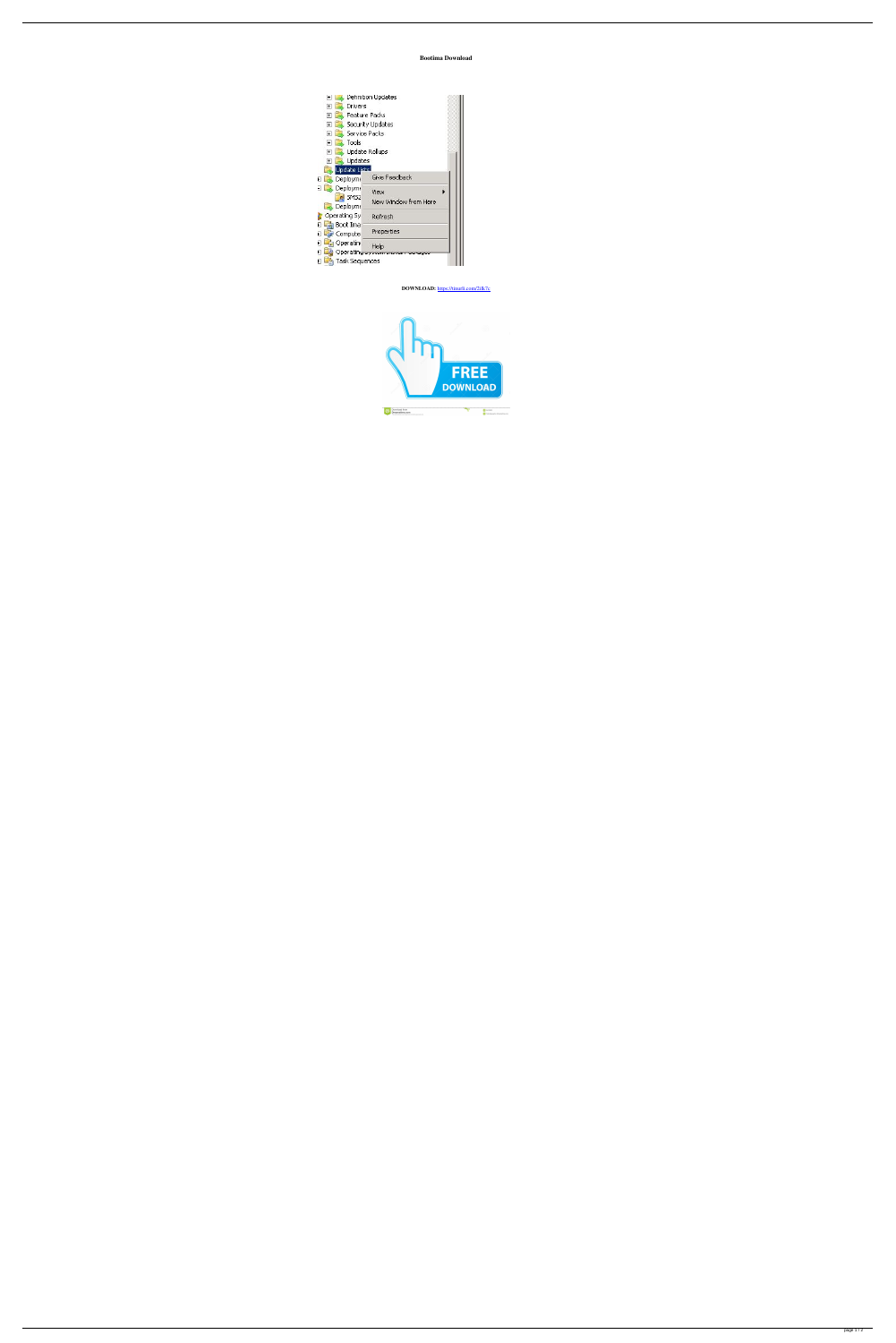**Bootima Download**

DOWNLOAD: https://tinurli.com/2ik7c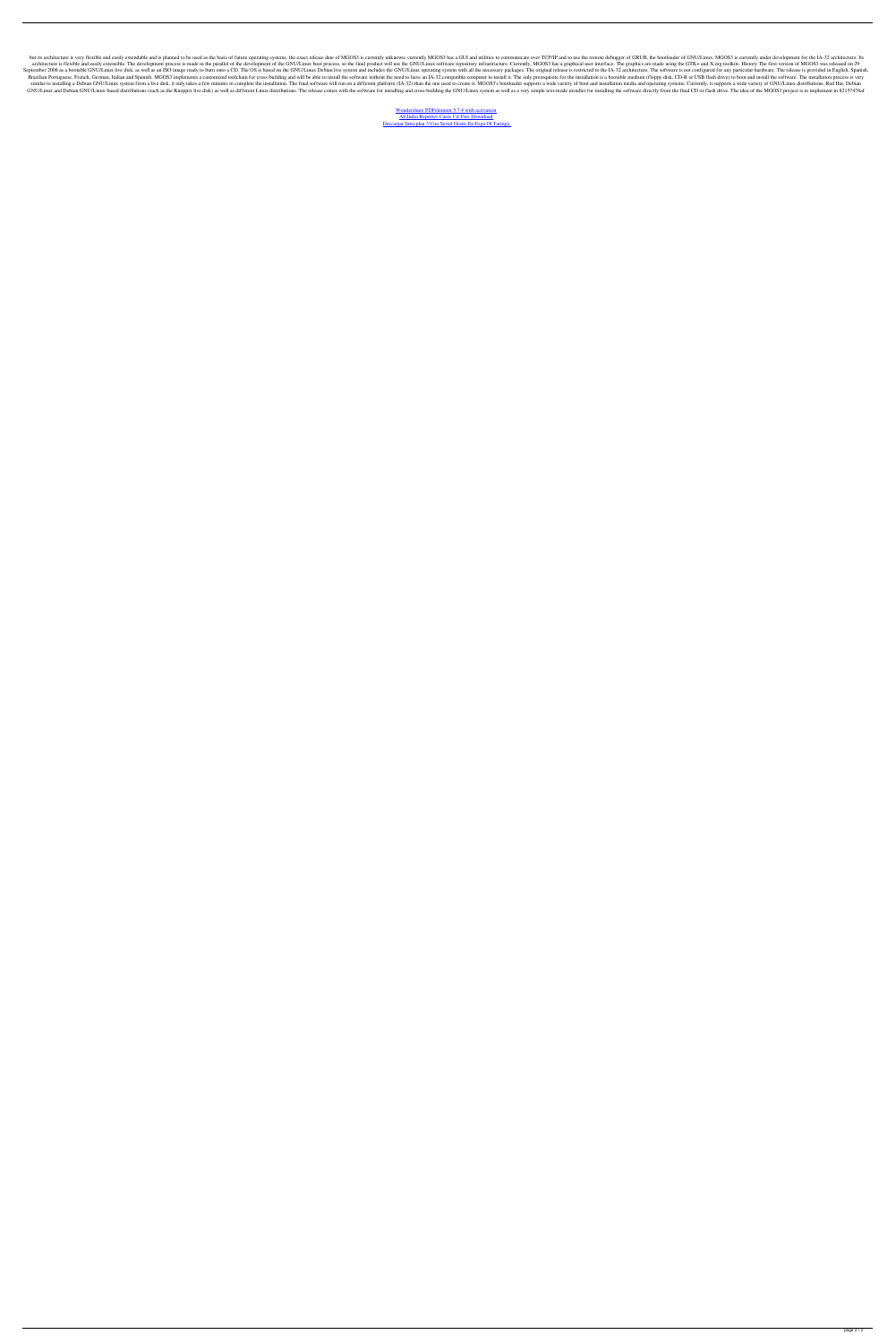but its architecture is very flexible and easily extendable and is planned to be used as the basis of future operating systems. the exact release date of MGOS3 is currently unknown. currently MGOS3 has a GUI and utilities to communicate over TCP/IP and to use the remote debugger of GRUB, the bootloader of GNU/Linux. MGOS3 is currently under development for the IA-32 architecture. Its architecture is flexible and easily extensible. The development process is made in the parallel of the development of the GNU/Linux boot process, so the final product will use the GNU/Linux software repository infrastructure. Currently, MGOS3 has a graphical user interface. The graphics are made using the GTK+ and X.org toolkits. History The first version of MGOS3 was released on 29 September 2008 as a bootable GNU/Linux live disk, as well as an ISO image ready to burn onto a CD. The OS is based on the GNU/Linux Debian live system and includes the GNU/Linux operating system with all the necessary packages. The original release is restricted to the IA-32 architecture. The software is not configured for any particular hardware. The release is provided in English, Spanish, Brazilian Portuguese, French, German, Italian and Spanish. MGOS3 implements a customized toolchain for cross-building and will be able to install the software without the need to have an IA-32 compatible computer to install it. The only prerequisite for the installation is a bootable medium (floppy disk, CD-R or USB flash drive) to boot and install the software. The installation process is very similar to installing a Debian GNU/Linux system from a live disk; it only takes a few minutes to complete the installation. The final software will run on a different platform (IA-32) than the one used to create it. MGOS3's bootloader supports a wide variety of boot and installation media and operating systems. Currently, it supports a wide variety of GNU/Linux distributions, Red Hat, Debian GNU/Linux and Debian GNU/Linux-based distributions (such as the Knoppix live disk) as well as different Linux distributions. The release comes with the software for installing and cross-building the GNU/Linux system as well as a very simple text-mode installer for installing the software directly from the final CD or flash drive. The idea of the MGOS3 project is to implement in 82157476af

Wondershare PDFelement 5.7.4 with activation
All India Reporter Cases Cd Free Download
Descargar Interplan 3 Con Serial Gratis En Espa Ol Taringa